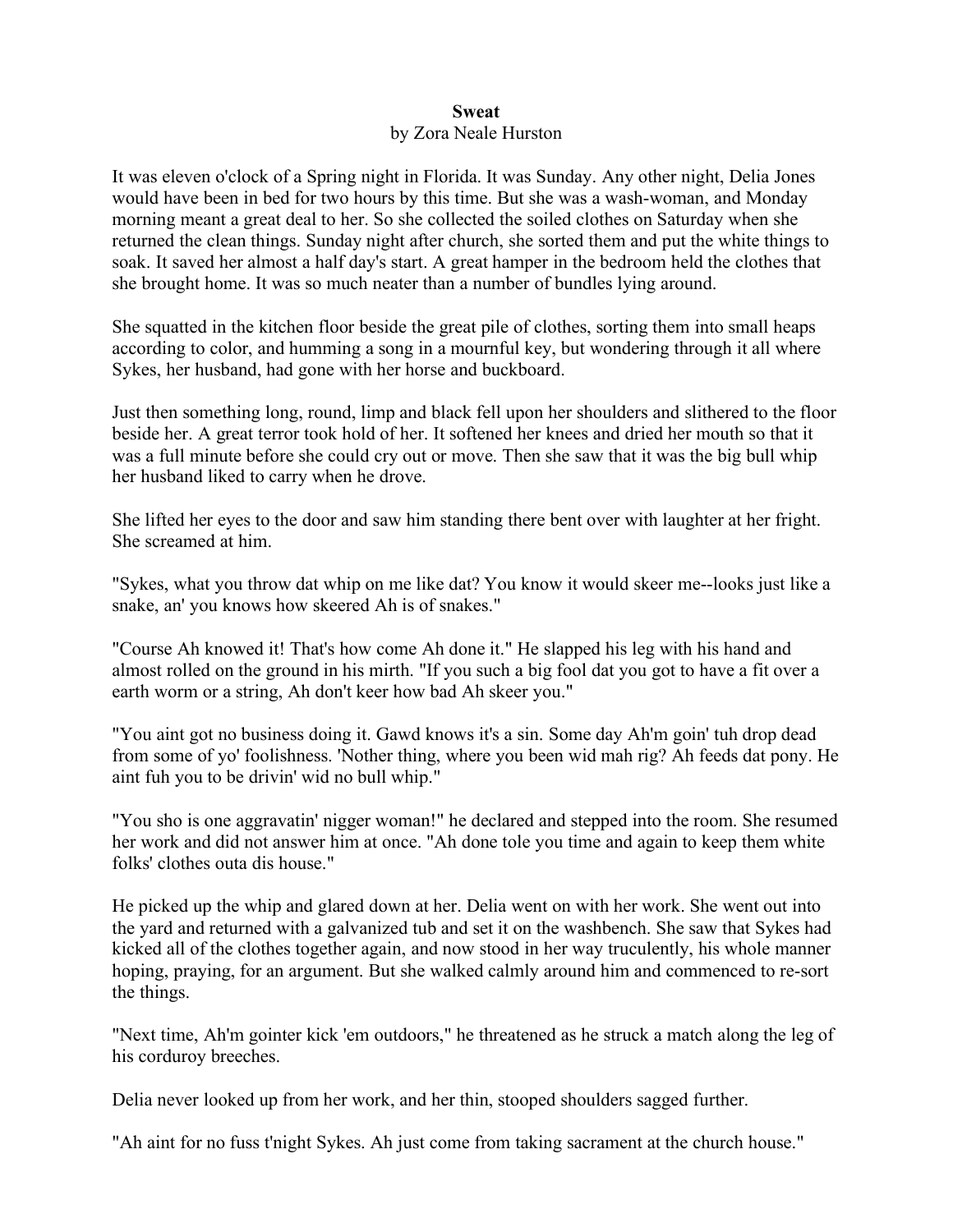**Sweat**

by Zora Neale Hurston

It was eleven o'clock of a Spring night in Florida. It was Sunday. Any other night, Delia Jones would have been in bed for two hours by this time. But she was a wash-woman, and Monday morning meant a great deal to her. So she collected the soiled clothes on Saturday when she returned the clean things. Sunday night after church, she sorted them and put the white things to soak. It saved her almost a half day's start. A great hamper in the bedroom held the clothes that she brought home. It was so much neater than a number of bundles lying around.

She squatted in the kitchen floor beside the great pile of clothes, sorting them into small heaps according to color, and humming a song in a mournful key, but wondering through it all where Sykes, her husband, had gone with her horse and buckboard.

Just then something long, round, limp and black fell upon her shoulders and slithered to the floor beside her. A great terror took hold of her. It softened her knees and dried her mouth so that it was a full minute before she could cry out or move. Then she saw that it was the big bull whip her husband liked to carry when he drove.

She lifted her eyes to the door and saw him standing there bent over with laughter at her fright. She screamed at him.

"Sykes, what you throw dat whip on me like dat? You know it would skeer me--looks just like a snake, an' you knows how skeered Ah is of snakes."

"Course Ah knowed it! That's how come Ah done it." He slapped his leg with his hand and almost rolled on the ground in his mirth. "If you such a big fool dat you got to have a fit over a earth worm or a string, Ah don't keer how bad Ah skeer you."

"You aint got no business doing it. Gawd knows it's a sin. Some day Ah'm goin' tuh drop dead from some of yo' foolishness. 'Nother thing, where you been wid mah rig? Ah feeds dat pony. He aint fuh you to be drivin' wid no bull whip."

"You sho is one aggravatin' nigger woman!" he declared and stepped into the room. She resumed her work and did not answer him at once. "Ah done tole you time and again to keep them white folks' clothes outa dis house."

He picked up the whip and glared down at her. Delia went on with her work. She went out into the yard and returned with a galvanized tub and set it on the washbench. She saw that Sykes had kicked all of the clothes together again, and now stood in her way truculently, his whole manner hoping, praying, for an argument. But she walked calmly around him and commenced to re-sort the things.

"Next time, Ah'm gointer kick 'em outdoors," he threatened as he struck a match along the leg of his corduroy breeches.

Delia never looked up from her work, and her thin, stooped shoulders sagged further.

"Ah aint for no fuss t'night Sykes. Ah just come from taking sacrament at the church house."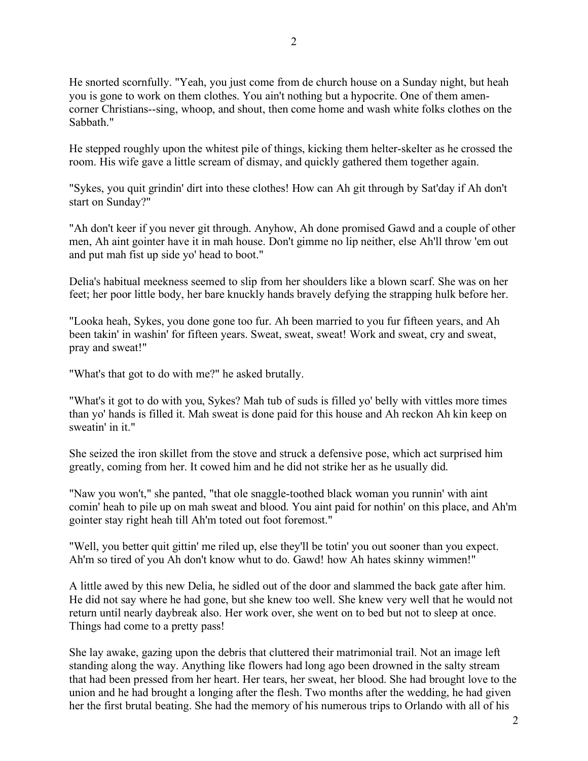He snorted scornfully. "Yeah, you just come from de church house on a Sunday night, but heah you is gone to work on them clothes. You ain't nothing but a hypocrite. One of them amen-corner Christians--sing, whoop, and shout, then come home and wash white folks clothes on the Sabbath."

He stepped roughly upon the whitest pile of things, kicking them helter-skelter as he crossed the room. His wife gave a little scream of dismay, and quickly gathered them together again.

"Sykes, you quit grindin' dirt into these clothes! How can Ah git through by Sat'day if Ah don't start on Sunday?"

"Ah don't keer if you never git through. Anyhow, Ah done promised Gawd and a couple of other men, Ah aint gointer have it in mah house. Don't gimme no lip neither, else Ah'll throw 'em out and put mah fist up side yo' head to boot."

Delia's habitual meekness seemed to slip from her shoulders like a blown scarf. She was on her feet; her poor little body, her bare knuckly hands bravely defying the strapping hulk before her.

"Looka heah, Sykes, you done gone too fur. Ah been married to you fur fifteen years, and Ah been takin' in washin' for fifteen years. Sweat, sweat, sweat! Work and sweat, cry and sweat, pray and sweat!"

"What's that got to do with me?" he asked brutally.

"What's it got to do with you, Sykes? Mah tub of suds is filled yo' belly with vittles more times than yo' hands is filled it. Mah sweat is done paid for this house and Ah reckon Ah kin keep on sweatin' in it."

She seized the iron skillet from the stove and struck a defensive pose, which act surprised him greatly, coming from her. It cowed him and he did not strike her as he usually did.

"Naw you won't," she panted, "that ole snaggle-toothed black woman you runnin' with aint comin' heah to pile up on mah sweat and blood. You aint paid for nothin' on this place, and Ah'm gointer stay right heah till Ah'm toted out foot foremost."

"Well, you better quit gittin' me riled up, else they'll be totin' you out sooner than you expect. Ah'm so tired of you Ah don't know whut to do. Gawd! how Ah hates skinny wimmen!"

A little awed by this new Delia, he sidled out of the door and slammed the back gate after him. He did not say where he had gone, but she knew too well. She knew very well that he would not return until nearly daybreak also. Her work over, she went on to bed but not to sleep at once. Things had come to a pretty pass!

She lay awake, gazing upon the debris that cluttered their matrimonial trail. Not an image left standing along the way. Anything like flowers had long ago been drowned in the salty stream that had been pressed from her heart. Her tears, her sweat, her blood. She had brought love to the union and he had brought a longing after the flesh. Two months after the wedding, he had given her the first brutal beating. She had the memory of his numerous trips to Orlando with all of his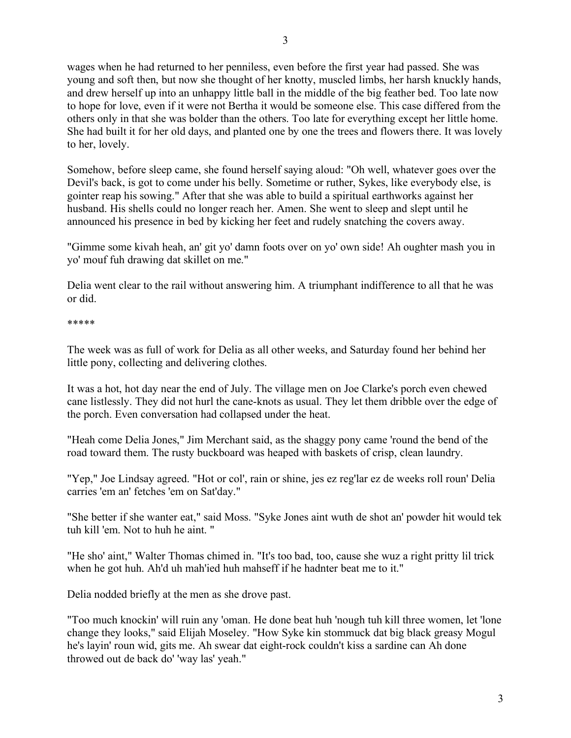wages when he had returned to her penniless, even before the first year had passed. She was young and soft then, but now she thought of her knotty, muscled limbs, her harsh knuckly hands, and drew herself up into an unhappy little ball in the middle of the big feather bed. Too late now to hope for love, even if it were not Bertha it would be someone else. This case differed from the others only in that she was bolder than the others. Too late for everything except her little home. She had built it for her old days, and planted one by one the trees and flowers there. It was lovely to her, lovely.

Somehow, before sleep came, she found herself saying aloud: "Oh well, whatever goes over the Devil's back, is got to come under his belly. Sometime or ruther, Sykes, like everybody else, is gointer reap his sowing." After that she was able to build a spiritual earthworks against her husband. His shells could no longer reach her. Amen. She went to sleep and slept until he announced his presence in bed by kicking her feet and rudely snatching the covers away.

"Gimme some kivah heah, an' git yo' damn foots over on yo' own side! Ah oughter mash you in yo' mouf fuh drawing dat skillet on me."

Delia went clear to the rail without answering him. A triumphant indifference to all that he was or did.

*****

The week was as full of work for Delia as all other weeks, and Saturday found her behind her little pony, collecting and delivering clothes.

It was a hot, hot day near the end of July. The village men on Joe Clarke's porch even chewed cane listlessly. They did not hurl the cane-knots as usual. They let them dribble over the edge of the porch. Even conversation had collapsed under the heat.

"Heah come Delia Jones," Jim Merchant said, as the shaggy pony came 'round the bend of the road toward them. The rusty buckboard was heaped with baskets of crisp, clean laundry.

"Yep," Joe Lindsay agreed. "Hot or col', rain or shine, jes ez reg'lar ez de weeks roll roun' Delia carries 'em an' fetches 'em on Sat'day."

"She better if she wanter eat," said Moss. "Syke Jones aint wuth de shot an' powder hit would tek tuh kill 'em. Not to huh he aint. "

"He sho' aint," Walter Thomas chimed in. "It's too bad, too, cause she wuz a right pritty lil trick when he got huh. Ah'd uh mah'ied huh mahseff if he hadnter beat me to it."

Delia nodded briefly at the men as she drove past.

"Too much knockin' will ruin any 'oman. He done beat huh 'nough tuh kill three women, let 'lone change they looks," said Elijah Moseley. "How Syke kin stommuck dat big black greasy Mogul he's layin' roun wid, gits me. Ah swear dat eight-rock couldn't kiss a sardine can Ah done throwed out de back do' 'way las' yeah."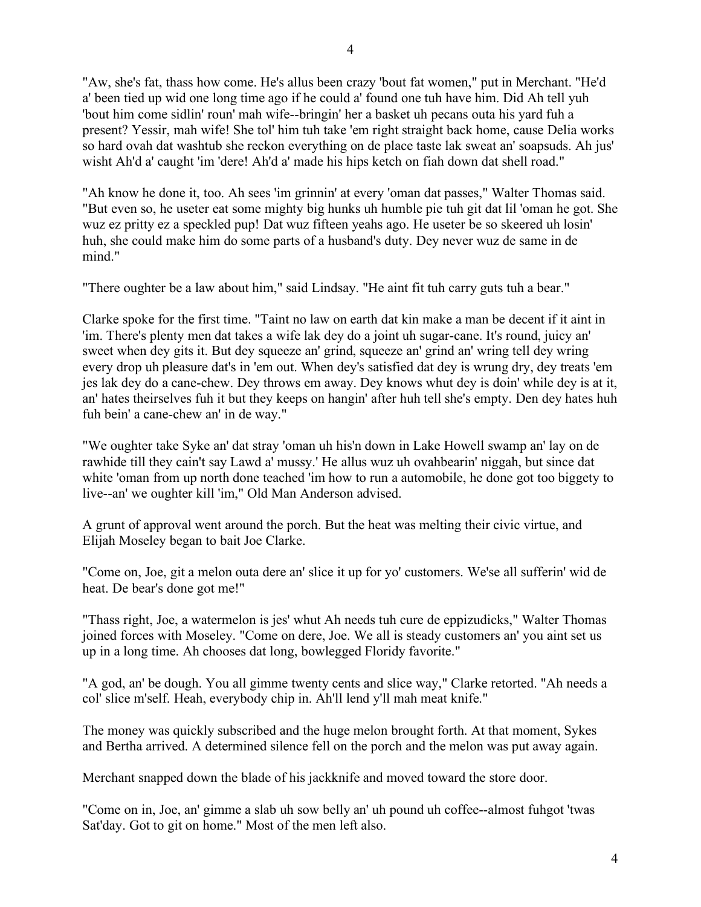"Aw, she's fat, thass how come. He's allus been crazy 'bout fat women," put in Merchant. "He'd a' been tied up wid one long time ago if he could a' found one tuh have him. Did Ah tell yuh 'bout him come sidlin' roun' mah wife--bringin' her a basket uh pecans outa his yard fuh a present? Yessir, mah wife! She tol' him tuh take 'em right straight back home, cause Delia works so hard ovah dat washtub she reckon everything on de place taste lak sweat an' soapsuds. Ah jus' wisht Ah'd a' caught 'im 'dere! Ah'd a' made his hips ketch on fiah down dat shell road."

"Ah know he done it, too. Ah sees 'im grinnin' at every 'oman dat passes," Walter Thomas said. "But even so, he useter eat some mighty big hunks uh humble pie tuh git dat lil 'oman he got. She wuz ez pritty ez a speckled pup! Dat wuz fifteen yeahs ago. He useter be so skeered uh losin' huh, she could make him do some parts of a husband's duty. Dey never wuz de same in de mind."

"There oughter be a law about him," said Lindsay. "He aint fit tuh carry guts tuh a bear."

Clarke spoke for the first time. "Taint no law on earth dat kin make a man be decent if it aint in 'im. There's plenty men dat takes a wife lak dey do a joint uh sugar-cane. It's round, juicy an' sweet when dey gits it. But dey squeeze an' grind, squeeze an' grind an' wring tell dey wring every drop uh pleasure dat's in 'em out. When dey's satisfied dat dey is wrung dry, dey treats 'em jes lak dey do a cane-chew. Dey throws em away. Dey knows whut dey is doin' while dey is at it, an' hates theirselves fuh it but they keeps on hangin' after huh tell she's empty. Den dey hates huh fuh bein' a cane-chew an' in de way."

"We oughter take Syke an' dat stray 'oman uh his'n down in Lake Howell swamp an' lay on de rawhide till they cain't say Lawd a' mussy.' He allus wuz uh ovahbearin' niggah, but since dat white 'oman from up north done teached 'im how to run a automobile, he done got too biggety to live--an' we oughter kill 'im," Old Man Anderson advised.

A grunt of approval went around the porch. But the heat was melting their civic virtue, and Elijah Moseley began to bait Joe Clarke.

"Come on, Joe, git a melon outa dere an' slice it up for yo' customers. We'se all sufferin' wid de heat. De bear's done got me!"

"Thass right, Joe, a watermelon is jes' whut Ah needs tuh cure de eppizudicks," Walter Thomas joined forces with Moseley. "Come on dere, Joe. We all is steady customers an' you aint set us up in a long time. Ah chooses dat long, bowlegged Floridy favorite."

"A god, an' be dough. You all gimme twenty cents and slice way," Clarke retorted. "Ah needs a col' slice m'self. Heah, everybody chip in. Ah'll lend y'll mah meat knife."

The money was quickly subscribed and the huge melon brought forth. At that moment, Sykes and Bertha arrived. A determined silence fell on the porch and the melon was put away again.

Merchant snapped down the blade of his jackknife and moved toward the store door.

"Come on in, Joe, an' gimme a slab uh sow belly an' uh pound uh coffee--almost fuhgot 'twas Sat'day. Got to git on home." Most of the men left also.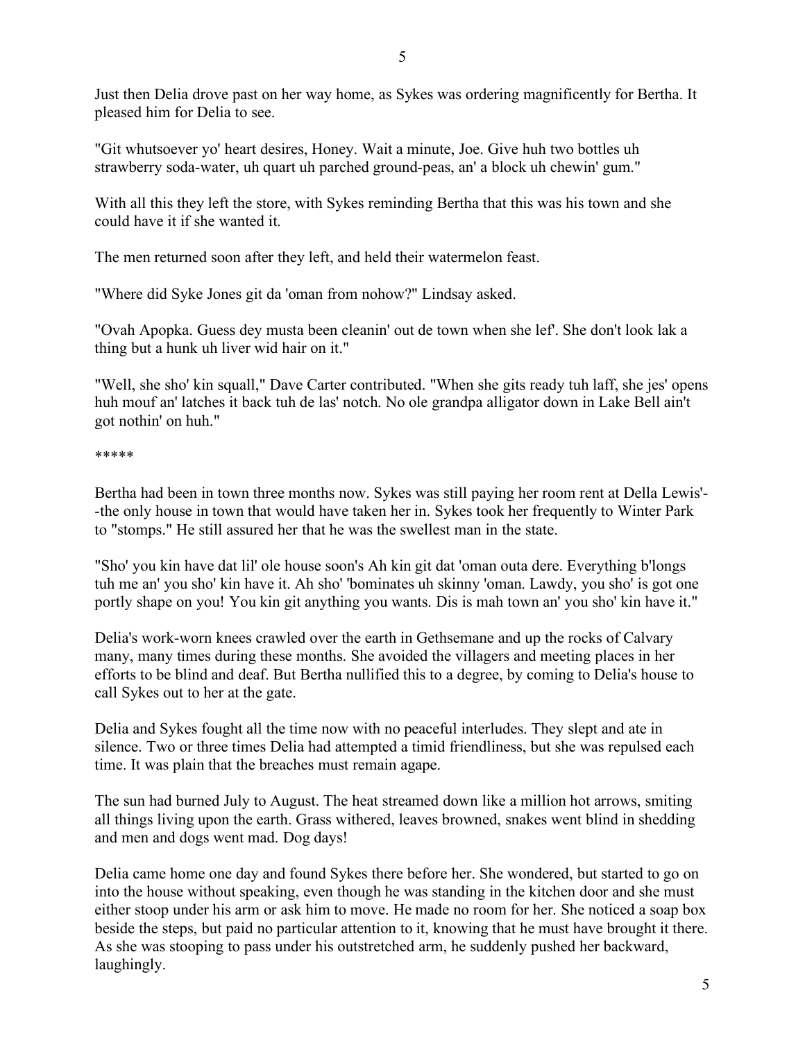Just then Delia drove past on her way home, as Sykes was ordering magnificently for Bertha. It pleased him for Delia to see.

"Git whutsoever yo' heart desires, Honey. Wait a minute, Joe. Give huh two bottles uh strawberry soda-water, uh quart uh parched ground-peas, an' a block uh chewin' gum."

With all this they left the store, with Sykes reminding Bertha that this was his town and she could have it if she wanted it.

The men returned soon after they left, and held their watermelon feast.

"Where did Syke Jones git da 'oman from nohow?" Lindsay asked.

"Ovah Apopka. Guess dey musta been cleanin' out de town when she lef'. She don't look lak a thing but a hunk uh liver wid hair on it."

"Well, she sho' kin squall," Dave Carter contributed. "When she gits ready tuh laff, she jes' opens huh mouf an' latches it back tuh de las' notch. No ole grandpa alligator down in Lake Bell ain't got nothin' on huh."

*****

Bertha had been in town three months now. Sykes was still paying her room rent at Della Lewis'--the only house in town that would have taken her in. Sykes took her frequently to Winter Park to "stomps." He still assured her that he was the swellest man in the state.

"Sho' you kin have dat lil' ole house soon's Ah kin git dat 'oman outa dere. Everything b'longs tuh me an' you sho' kin have it. Ah sho' 'bominates uh skinny 'oman. Lawdy, you sho' is got one portly shape on you! You kin git anything you wants. Dis is mah town an' you sho' kin have it."

Delia's work-worn knees crawled over the earth in Gethsemane and up the rocks of Calvary many, many times during these months. She avoided the villagers and meeting places in her efforts to be blind and deaf. But Bertha nullified this to a degree, by coming to Delia's house to call Sykes out to her at the gate.

Delia and Sykes fought all the time now with no peaceful interludes. They slept and ate in silence. Two or three times Delia had attempted a timid friendliness, but she was repulsed each time. It was plain that the breaches must remain agape.

The sun had burned July to August. The heat streamed down like a million hot arrows, smiting all things living upon the earth. Grass withered, leaves browned, snakes went blind in shedding and men and dogs went mad. Dog days!

Delia came home one day and found Sykes there before her. She wondered, but started to go on into the house without speaking, even though he was standing in the kitchen door and she must either stoop under his arm or ask him to move. He made no room for her. She noticed a soap box beside the steps, but paid no particular attention to it, knowing that he must have brought it there. As she was stooping to pass under his outstretched arm, he suddenly pushed her backward, laughingly.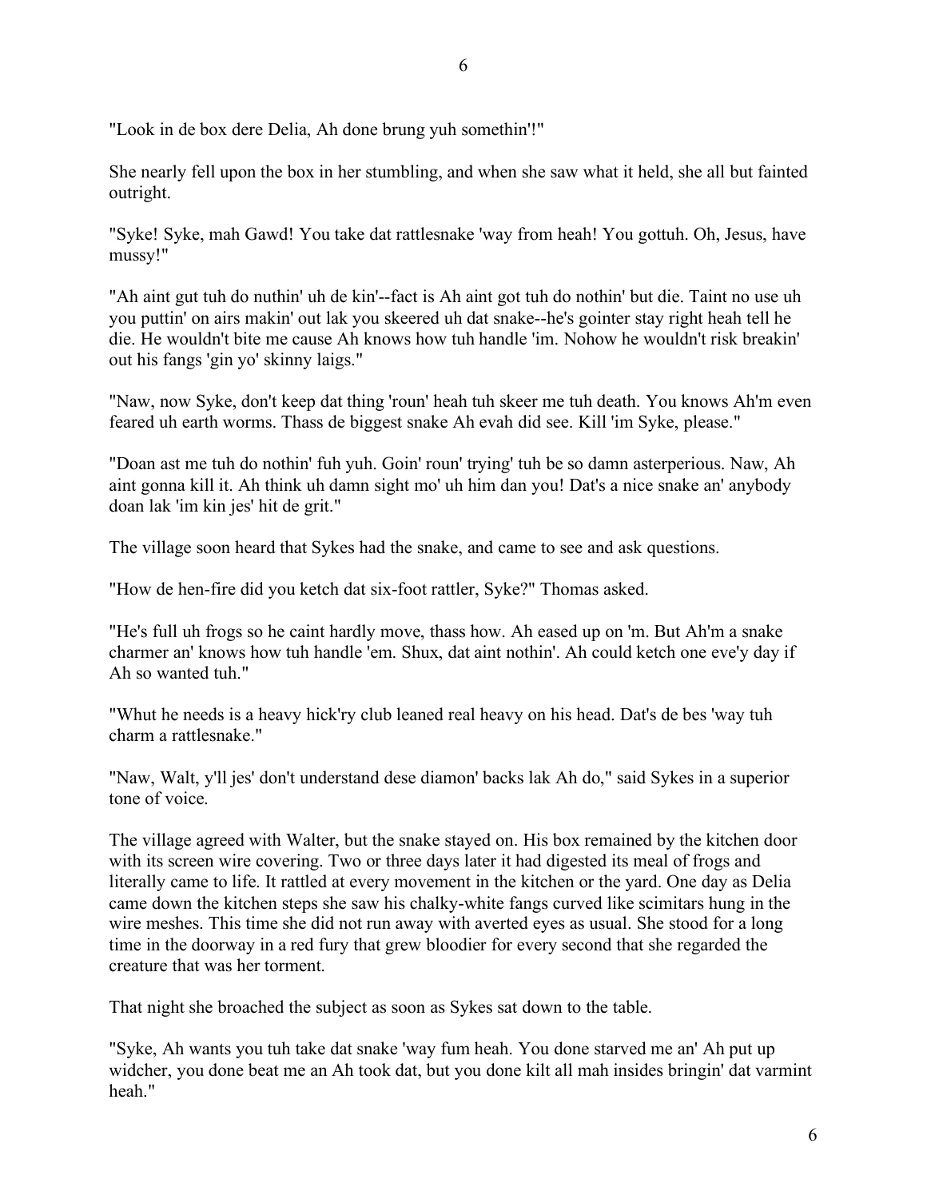"Look in de box dere Delia, Ah done brung yuh somethin'!"

She nearly fell upon the box in her stumbling, and when she saw what it held, she all but fainted outright.

"Syke! Syke, mah Gawd! You take dat rattlesnake 'way from heah! You gottuh. Oh, Jesus, have mussy!"

"Ah aint gut tuh do nuthin' uh de kin'--fact is Ah aint got tuh do nothin' but die. Taint no use uh you puttin' on airs makin' out lak you skeered uh dat snake--he's gointer stay right heah tell he die. He wouldn't bite me cause Ah knows how tuh handle 'im. Nohow he wouldn't risk breakin' out his fangs 'gin yo' skinny laigs."

"Naw, now Syke, don't keep dat thing 'roun' heah tuh skeer me tuh death. You knows Ah'm even feared uh earth worms. Thass de biggest snake Ah evah did see. Kill 'im Syke, please."

"Doan ast me tuh do nothin' fuh yuh. Goin' roun' trying' tuh be so damn asterperious. Naw, Ah aint gonna kill it. Ah think uh damn sight mo' uh him dan you! Dat's a nice snake an' anybody doan lak 'im kin jes' hit de grit."

The village soon heard that Sykes had the snake, and came to see and ask questions.

"How de hen-fire did you ketch dat six-foot rattler, Syke?" Thomas asked.

"He's full uh frogs so he caint hardly move, thass how. Ah eased up on 'm. But Ah'm a snake charmer an' knows how tuh handle 'em. Shux, dat aint nothin'. Ah could ketch one eve'y day if Ah so wanted tuh."

"Whut he needs is a heavy hick'ry club leaned real heavy on his head. Dat's de bes 'way tuh charm a rattlesnake."

"Naw, Walt, y'll jes' don't understand dese diamon' backs lak Ah do," said Sykes in a superior tone of voice.

The village agreed with Walter, but the snake stayed on. His box remained by the kitchen door with its screen wire covering. Two or three days later it had digested its meal of frogs and literally came to life. It rattled at every movement in the kitchen or the yard. One day as Delia came down the kitchen steps she saw his chalky-white fangs curved like scimitars hung in the wire meshes. This time she did not run away with averted eyes as usual. She stood for a long time in the doorway in a red fury that grew bloodier for every second that she regarded the creature that was her torment.

That night she broached the subject as soon as Sykes sat down to the table.

"Syke, Ah wants you tuh take dat snake 'way fum heah. You done starved me an' Ah put up widcher, you done beat me an Ah took dat, but you done kilt all mah insides bringin' dat varmint heah."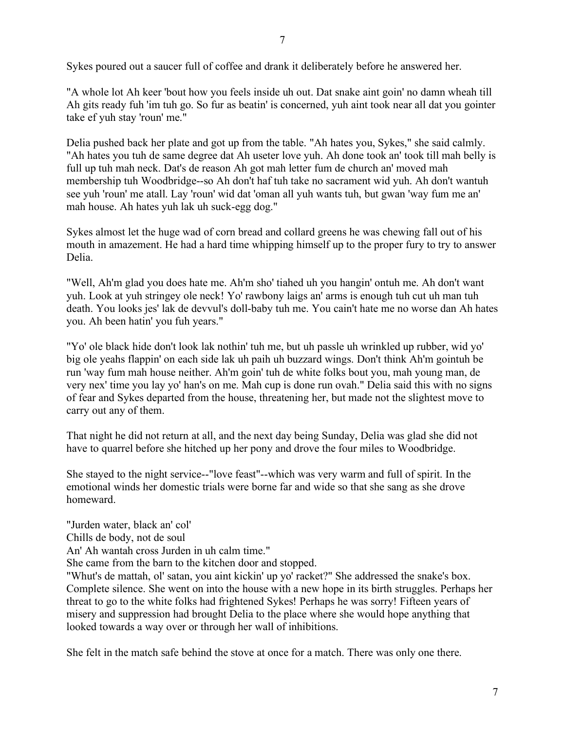Sykes poured out a saucer full of coffee and drank it deliberately before he answered her.

"A whole lot Ah keer 'bout how you feels inside uh out. Dat snake aint goin' no damn wheah till Ah gits ready fuh 'im tuh go. So fur as beatin' is concerned, yuh aint took near all dat you gointer take ef yuh stay 'roun' me."

Delia pushed back her plate and got up from the table. "Ah hates you, Sykes," she said calmly. "Ah hates you tuh de same degree dat Ah useter love yuh. Ah done took an' took till mah belly is full up tuh mah neck. Dat's de reason Ah got mah letter fum de church an' moved mah membership tuh Woodbridge--so Ah don't haf tuh take no sacrament wid yuh. Ah don't wantuh see yuh 'roun' me atall. Lay 'roun' wid dat 'oman all yuh wants tuh, but gwan 'way fum me an' mah house. Ah hates yuh lak uh suck-egg dog."

Sykes almost let the huge wad of corn bread and collard greens he was chewing fall out of his mouth in amazement. He had a hard time whipping himself up to the proper fury to try to answer Delia.

"Well, Ah'm glad you does hate me. Ah'm sho' tiahed uh you hangin' ontuh me. Ah don't want yuh. Look at yuh stringey ole neck! Yo' rawbony laigs an' arms is enough tuh cut uh man tuh death. You looks jes' lak de devvul's doll-baby tuh me. You cain't hate me no worse dan Ah hates you. Ah been hatin' you fuh years."

"Yo' ole black hide don't look lak nothin' tuh me, but uh passle uh wrinkled up rubber, wid yo' big ole yeahs flappin' on each side lak uh paih uh buzzard wings. Don't think Ah'm gointuh be run 'way fum mah house neither. Ah'm goin' tuh de white folks bout you, mah young man, de very nex' time you lay yo' han's on me. Mah cup is done run ovah." Delia said this with no signs of fear and Sykes departed from the house, threatening her, but made not the slightest move to carry out any of them.

That night he did not return at all, and the next day being Sunday, Delia was glad she did not have to quarrel before she hitched up her pony and drove the four miles to Woodbridge.

She stayed to the night service--"love feast"--which was very warm and full of spirit. In the emotional winds her domestic trials were borne far and wide so that she sang as she drove homeward.

"Jurden water, black an' col'  
Chills de body, not de soul  
An' Ah wantah cross Jurden in uh calm time."  
She came from the barn to the kitchen door and stopped.  
"Whut's de mattah, ol' satan, you aint kickin' up yo' racket?" She addressed the snake's box. Complete silence. She went on into the house with a new hope in its birth struggles. Perhaps her threat to go to the white folks had frightened Sykes! Perhaps he was sorry! Fifteen years of misery and suppression had brought Delia to the place where she would hope anything that looked towards a way over or through her wall of inhibitions.

She felt in the match safe behind the stove at once for a match. There was only one there.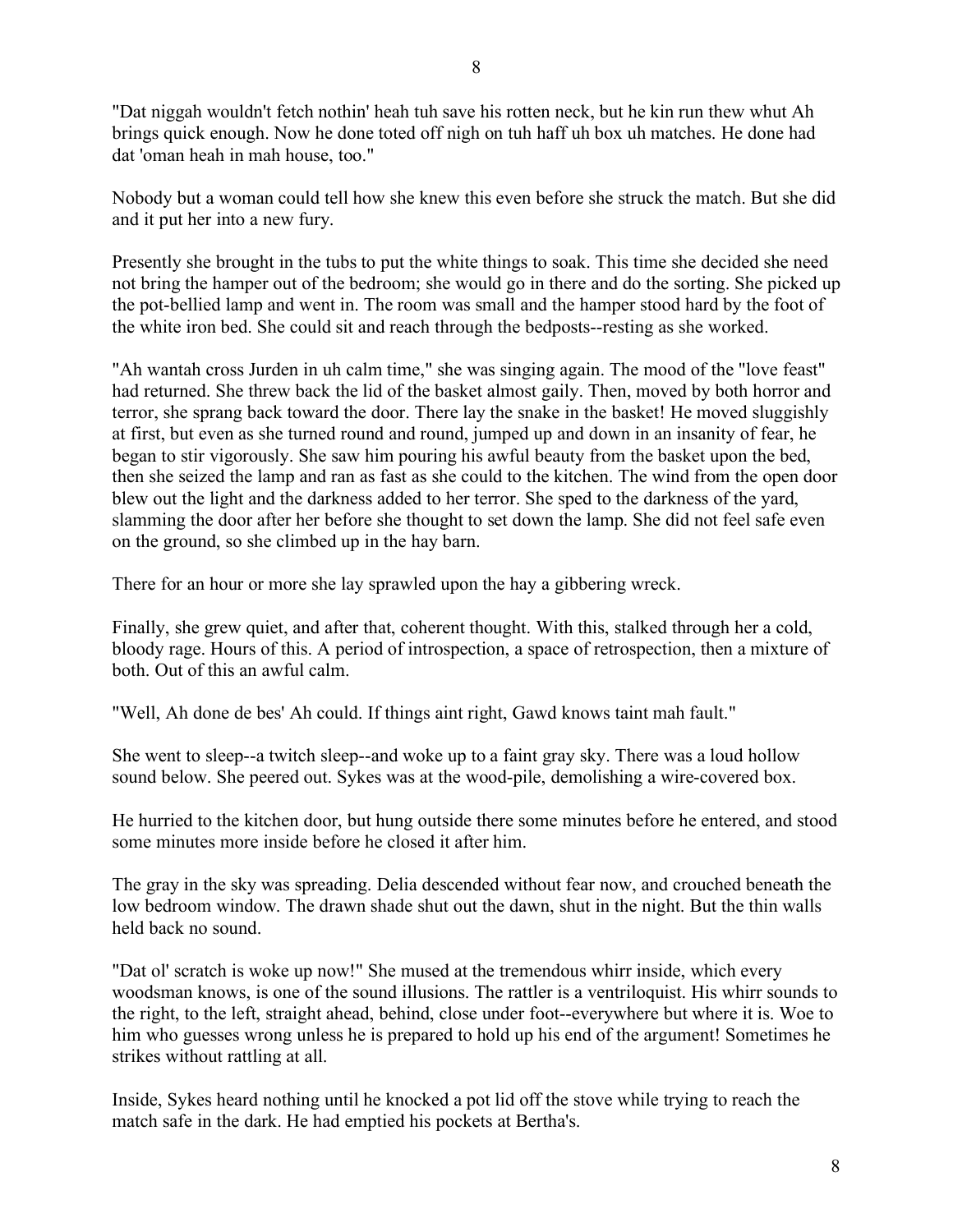"Dat niggah wouldn't fetch nothin' heah tuh save his rotten neck, but he kin run thew whut Ah brings quick enough. Now he done toted off nigh on tuh haff uh box uh matches. He done had dat 'oman heah in mah house, too."

Nobody but a woman could tell how she knew this even before she struck the match. But she did and it put her into a new fury.

Presently she brought in the tubs to put the white things to soak. This time she decided she need not bring the hamper out of the bedroom; she would go in there and do the sorting. She picked up the pot-bellied lamp and went in. The room was small and the hamper stood hard by the foot of the white iron bed. She could sit and reach through the bedposts--resting as she worked.

"Ah wantah cross Jurden in uh calm time," she was singing again. The mood of the "love feast" had returned. She threw back the lid of the basket almost gaily. Then, moved by both horror and terror, she sprang back toward the door. There lay the snake in the basket! He moved sluggishly at first, but even as she turned round and round, jumped up and down in an insanity of fear, he began to stir vigorously. She saw him pouring his awful beauty from the basket upon the bed, then she seized the lamp and ran as fast as she could to the kitchen. The wind from the open door blew out the light and the darkness added to her terror. She sped to the darkness of the yard, slamming the door after her before she thought to set down the lamp. She did not feel safe even on the ground, so she climbed up in the hay barn.

There for an hour or more she lay sprawled upon the hay a gibbering wreck.

Finally, she grew quiet, and after that, coherent thought. With this, stalked through her a cold, bloody rage. Hours of this. A period of introspection, a space of retrospection, then a mixture of both. Out of this an awful calm.

"Well, Ah done de bes' Ah could. If things aint right, Gawd knows taint mah fault."

She went to sleep--a twitch sleep--and woke up to a faint gray sky. There was a loud hollow sound below. She peered out. Sykes was at the wood-pile, demolishing a wire-covered box.

He hurried to the kitchen door, but hung outside there some minutes before he entered, and stood some minutes more inside before he closed it after him.

The gray in the sky was spreading. Delia descended without fear now, and crouched beneath the low bedroom window. The drawn shade shut out the dawn, shut in the night. But the thin walls held back no sound.

"Dat ol' scratch is woke up now!" She mused at the tremendous whirr inside, which every woodsman knows, is one of the sound illusions. The rattler is a ventriloquist. His whirr sounds to the right, to the left, straight ahead, behind, close under foot--everywhere but where it is. Woe to him who guesses wrong unless he is prepared to hold up his end of the argument! Sometimes he strikes without rattling at all.

Inside, Sykes heard nothing until he knocked a pot lid off the stove while trying to reach the match safe in the dark. He had emptied his pockets at Bertha's.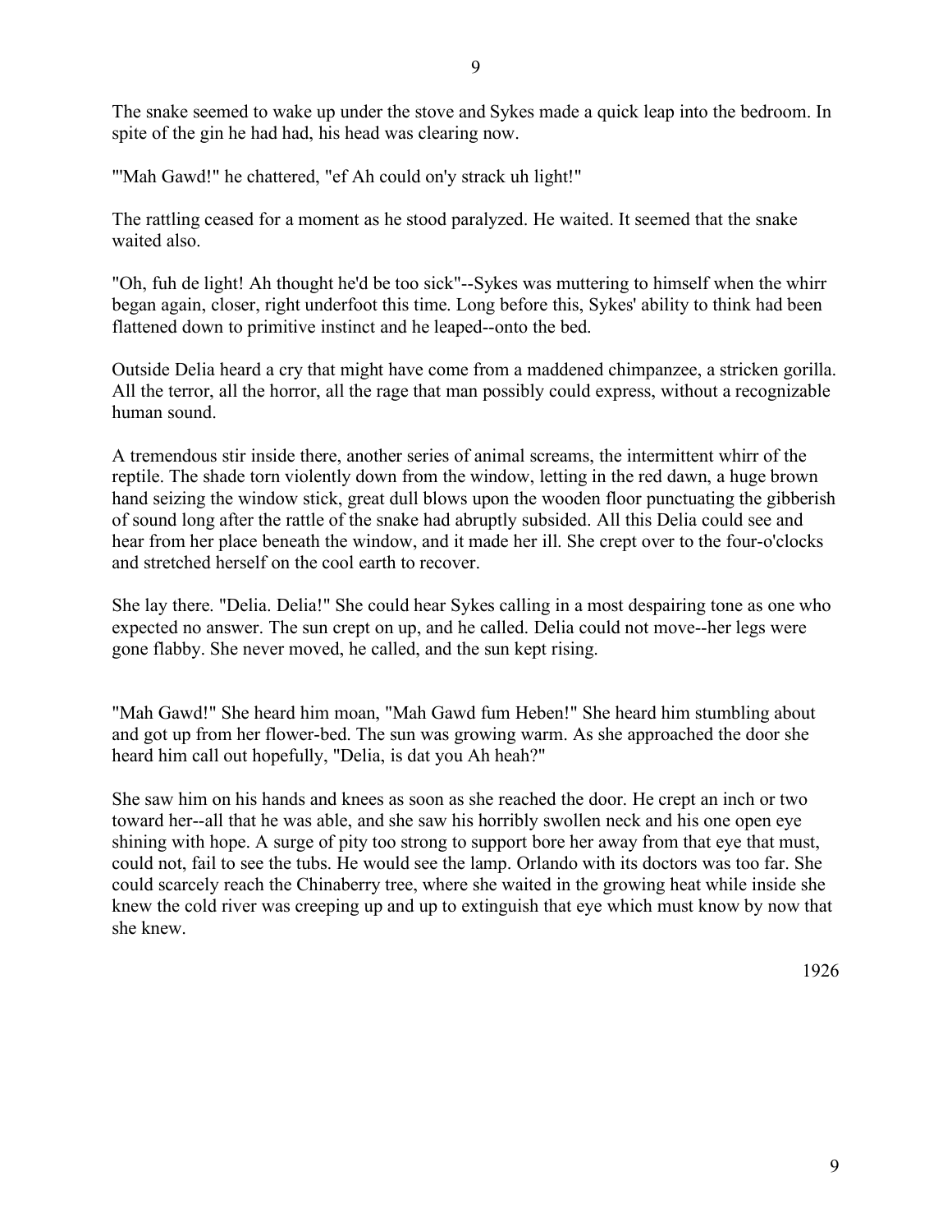The snake seemed to wake up under the stove and Sykes made a quick leap into the bedroom. In spite of the gin he had had, his head was clearing now.

"'Mah Gawd!" he chattered, "ef Ah could on'y strack uh light!"

The rattling ceased for a moment as he stood paralyzed. He waited. It seemed that the snake waited also.

"Oh, fuh de light! Ah thought he'd be too sick"--Sykes was muttering to himself when the whirr began again, closer, right underfoot this time. Long before this, Sykes' ability to think had been flattened down to primitive instinct and he leaped--onto the bed.

Outside Delia heard a cry that might have come from a maddened chimpanzee, a stricken gorilla. All the terror, all the horror, all the rage that man possibly could express, without a recognizable human sound.

A tremendous stir inside there, another series of animal screams, the intermittent whirr of the reptile. The shade torn violently down from the window, letting in the red dawn, a huge brown hand seizing the window stick, great dull blows upon the wooden floor punctuating the gibberish of sound long after the rattle of the snake had abruptly subsided. All this Delia could see and hear from her place beneath the window, and it made her ill. She crept over to the four-o'clocks and stretched herself on the cool earth to recover.

She lay there. "Delia. Delia!" She could hear Sykes calling in a most despairing tone as one who expected no answer. The sun crept on up, and he called. Delia could not move--her legs were gone flabby. She never moved, he called, and the sun kept rising.

"Mah Gawd!" She heard him moan, "Mah Gawd fum Heben!" She heard him stumbling about and got up from her flower-bed. The sun was growing warm. As she approached the door she heard him call out hopefully, "Delia, is dat you Ah heah?"

She saw him on his hands and knees as soon as she reached the door. He crept an inch or two toward her--all that he was able, and she saw his horribly swollen neck and his one open eye shining with hope. A surge of pity too strong to support bore her away from that eye that must, could not, fail to see the tubs. He would see the lamp. Orlando with its doctors was too far. She could scarcely reach the Chinaberry tree, where she waited in the growing heat while inside she knew the cold river was creeping up and up to extinguish that eye which must know by now that she knew.

1926